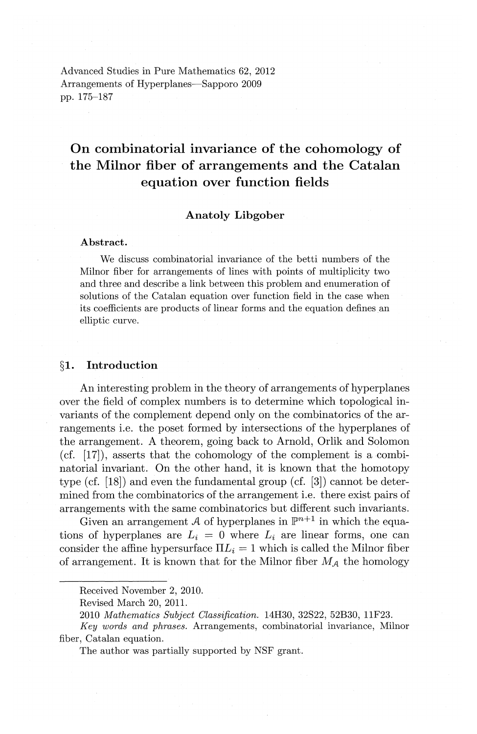Advanced Studies in Pure Mathematics 62, 2012
Arrangements of Hyperplanes—Sapporo 2009
pp. 175–187

# On combinatorial invariance of the cohomology of the Milnor fiber of arrangements and the Catalan equation over function fields

**Anatoly Libgober**

**Abstract.**

We discuss combinatorial invariance of the betti numbers of the Milnor fiber for arrangements of lines with points of multiplicity two and three and describe a link between this problem and enumeration of solutions of the Catalan equation over function field in the case when its coefficients are products of linear forms and the equation defines an elliptic curve.

## §1. Introduction

An interesting problem in the theory of arrangements of hyperplanes over the field of complex numbers is to determine which topological invariants of the complement depend only on the combinatorics of the arrangements i.e. the poset formed by intersections of the hyperplanes of the arrangement. A theorem, going back to Arnold, Orlik and Solomon (cf. [17]), asserts that the cohomology of the complement is a combinatorial invariant. On the other hand, it is known that the homotopy type (cf. [18]) and even the fundamental group (cf. [3]) cannot be determined from the combinatorics of the arrangement i.e. there exist pairs of arrangements with the same combinatorics but different such invariants.

Given an arrangement $\mathcal{A}$ of hyperplanes in $\mathbb{P}^{n+1}$ in which the equations of hyperplanes are $L_i = 0$ where $L_i$ are linear forms, one can consider the affine hypersurface $\Pi L_i = 1$ which is called the Milnor fiber of arrangement. It is known that for the Milnor fiber $M_{\mathcal{A}}$ the homology

---

Received November 2, 2010.

Revised March 20, 2011.

2010 *Mathematics Subject Classification.* 14H30, 32S22, 52B30, 11F23.

*Key words and phrases.* Arrangements, combinatorial invariance, Milnor fiber, Catalan equation.

The author was partially supported by NSF grant.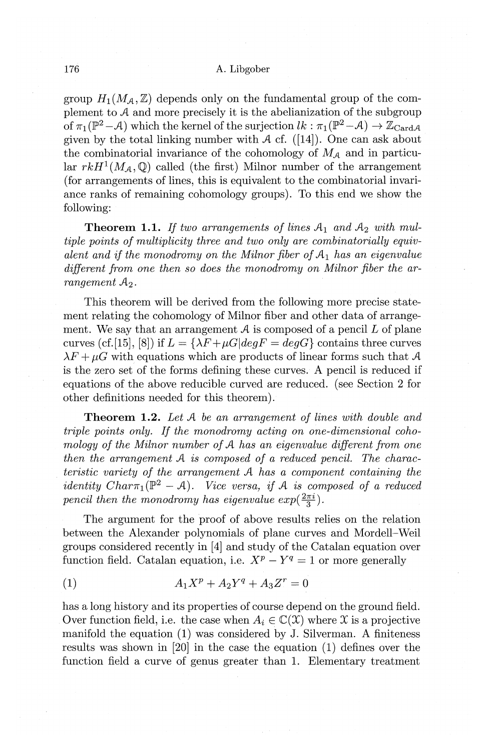group $H_1(M_{\mathcal{A}}, \mathbb{Z})$ depends only on the fundamental group of the complement to $\mathcal{A}$ and more precisely it is the abelianization of the subgroup of $\pi_1(\mathbb{P}^2 - \mathcal{A})$ which the kernel of the surjection $lk : \pi_1(\mathbb{P}^2 - \mathcal{A}) \to \mathbb{Z}_{\mathrm{Card}\mathcal{A}}$ given by the total linking number with $\mathcal{A}$ cf. ([14]). One can ask about the combinatorial invariance of the cohomology of $M_{\mathcal{A}}$ and in particular $rkH^1(M_{\mathcal{A}}, \mathbb{Q})$ called (the first) Milnor number of the arrangement (for arrangements of lines, this is equivalent to the combinatorial invariance ranks of remaining cohomology groups). To this end we show the following:

**Theorem 1.1.** *If two arrangements of lines $\mathcal{A}_1$ and $\mathcal{A}_2$ with multiple points of multiplicity three and two only are combinatorially equivalent and if the monodromy on the Milnor fiber of $\mathcal{A}_1$ has an eigenvalue different from one then so does the monodromy on Milnor fiber the arrangement $\mathcal{A}_2$.*

This theorem will be derived from the following more precise statement relating the cohomology of Milnor fiber and other data of arrangement. We say that an arrangement $\mathcal{A}$ is composed of a pencil $L$ of plane curves (cf.[15], [8]) if $L = \{\lambda F + \mu G | degF = degG\}$ contains three curves $\lambda F + \mu G$ with equations which are products of linear forms such that $\mathcal{A}$ is the zero set of the forms defining these curves. A pencil is reduced if equations of the above reducible curved are reduced. (see Section 2 for other definitions needed for this theorem).

**Theorem 1.2.** *Let $\mathcal{A}$ be an arrangement of lines with double and triple points only. If the monodromy acting on one-dimensional cohomology of the Milnor number of $\mathcal{A}$ has an eigenvalue different from one then the arrangement $\mathcal{A}$ is composed of a reduced pencil. The characteristic variety of the arrangement $\mathcal{A}$ has a component containing the identity $Char\pi_1(\mathbb{P}^2 - \mathcal{A})$. Vice versa, if $\mathcal{A}$ is composed of a reduced pencil then the monodromy has eigenvalue $exp(\frac{2\pi i}{3})$.*

The argument for the proof of above results relies on the relation between the Alexander polynomials of plane curves and Mordell–Weil groups considered recently in [4] and study of the Catalan equation over function field. Catalan equation, i.e. $X^p - Y^q = 1$ or more generally

$$A_1 X^p + A_2 Y^q + A_3 Z^r = 0 \tag{1}$$

has a long history and its properties of course depend on the ground field. Over function field, i.e. the case when $A_i \in \mathbb{C}(\mathcal{X})$ where $\mathcal{X}$ is a projective manifold the equation (1) was considered by J. Silverman. A finiteness results was shown in [20] in the case the equation (1) defines over the function field a curve of genus greater than 1. Elementary treatment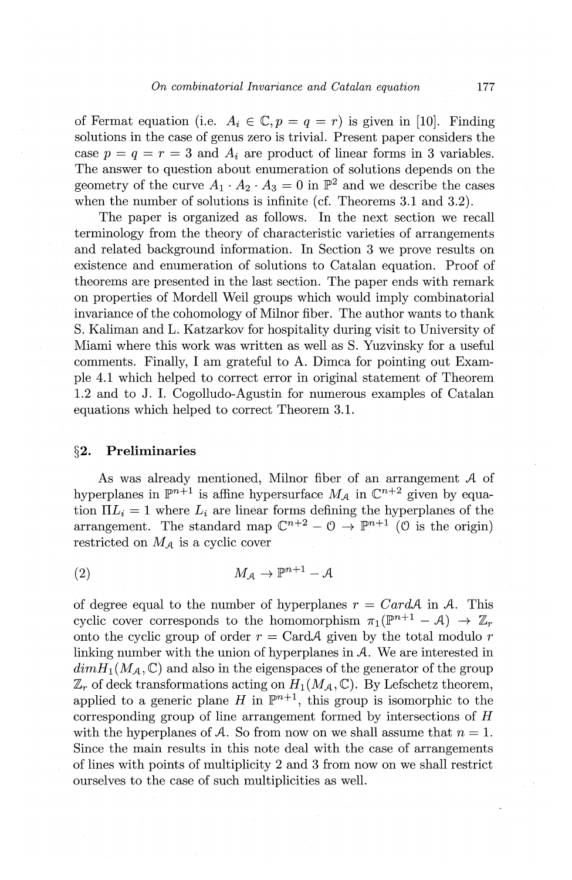of Fermat equation (i.e. $A_i \in \mathbb{C}, p = q = r$) is given in [10]. Finding solutions in the case of genus zero is trivial. Present paper considers the case $p = q = r = 3$ and $A_i$ are product of linear forms in 3 variables. The answer to question about enumeration of solutions depends on the geometry of the curve $A_1 \cdot A_2 \cdot A_3 = 0$ in $\mathbb{P}^2$ and we describe the cases when the number of solutions is infinite (cf. Theorems 3.1 and 3.2).

The paper is organized as follows. In the next section we recall terminology from the theory of characteristic varieties of arrangements and related background information. In Section 3 we prove results on existence and enumeration of solutions to Catalan equation. Proof of theorems are presented in the last section. The paper ends with remark on properties of Mordell Weil groups which would imply combinatorial invariance of the cohomology of Milnor fiber. The author wants to thank S. Kaliman and L. Katzarkov for hospitality during visit to University of Miami where this work was written as well as S. Yuzvinsky for a useful comments. Finally, I am grateful to A. Dimca for pointing out Example 4.1 which helped to correct error in original statement of Theorem 1.2 and to J. I. Cogolludo-Agustin for numerous examples of Catalan equations which helped to correct Theorem 3.1.

## §2. Preliminaries

As was already mentioned, Milnor fiber of an arrangement $\mathcal{A}$ of hyperplanes in $\mathbb{P}^{n+1}$ is affine hypersurface $M_{\mathcal{A}}$ in $\mathbb{C}^{n+2}$ given by equation $\Pi L_i = 1$ where $L_i$ are linear forms defining the hyperplanes of the arrangement. The standard map $\mathbb{C}^{n+2} - \mathcal{O} \to \mathbb{P}^{n+1}$ ($\mathcal{O}$ is the origin) restricted on $M_{\mathcal{A}}$ is a cyclic cover

$$M_{\mathcal{A}} \to \mathbb{P}^{n+1} - \mathcal{A} \tag{2}$$

of degree equal to the number of hyperplanes $r = Card\mathcal{A}$ in $\mathcal{A}$. This cyclic cover corresponds to the homomorphism $\pi_1(\mathbb{P}^{n+1} - \mathcal{A}) \to \mathbb{Z}_r$ onto the cyclic group of order $r = \text{Card}\mathcal{A}$ given by the total modulo $r$ linking number with the union of hyperplanes in $\mathcal{A}$. We are interested in $dim H_1(M_{\mathcal{A}}, \mathbb{C})$ and also in the eigenspaces of the generator of the group $\mathbb{Z}_r$ of deck transformations acting on $H_1(M_{\mathcal{A}}, \mathbb{C})$. By Lefschetz theorem, applied to a generic plane $H$ in $\mathbb{P}^{n+1}$, this group is isomorphic to the corresponding group of line arrangement formed by intersections of $H$ with the hyperplanes of $\mathcal{A}$. So from now on we shall assume that $n = 1$. Since the main results in this note deal with the case of arrangements of lines with points of multiplicity 2 and 3 from now on we shall restrict ourselves to the case of such multiplicities as well.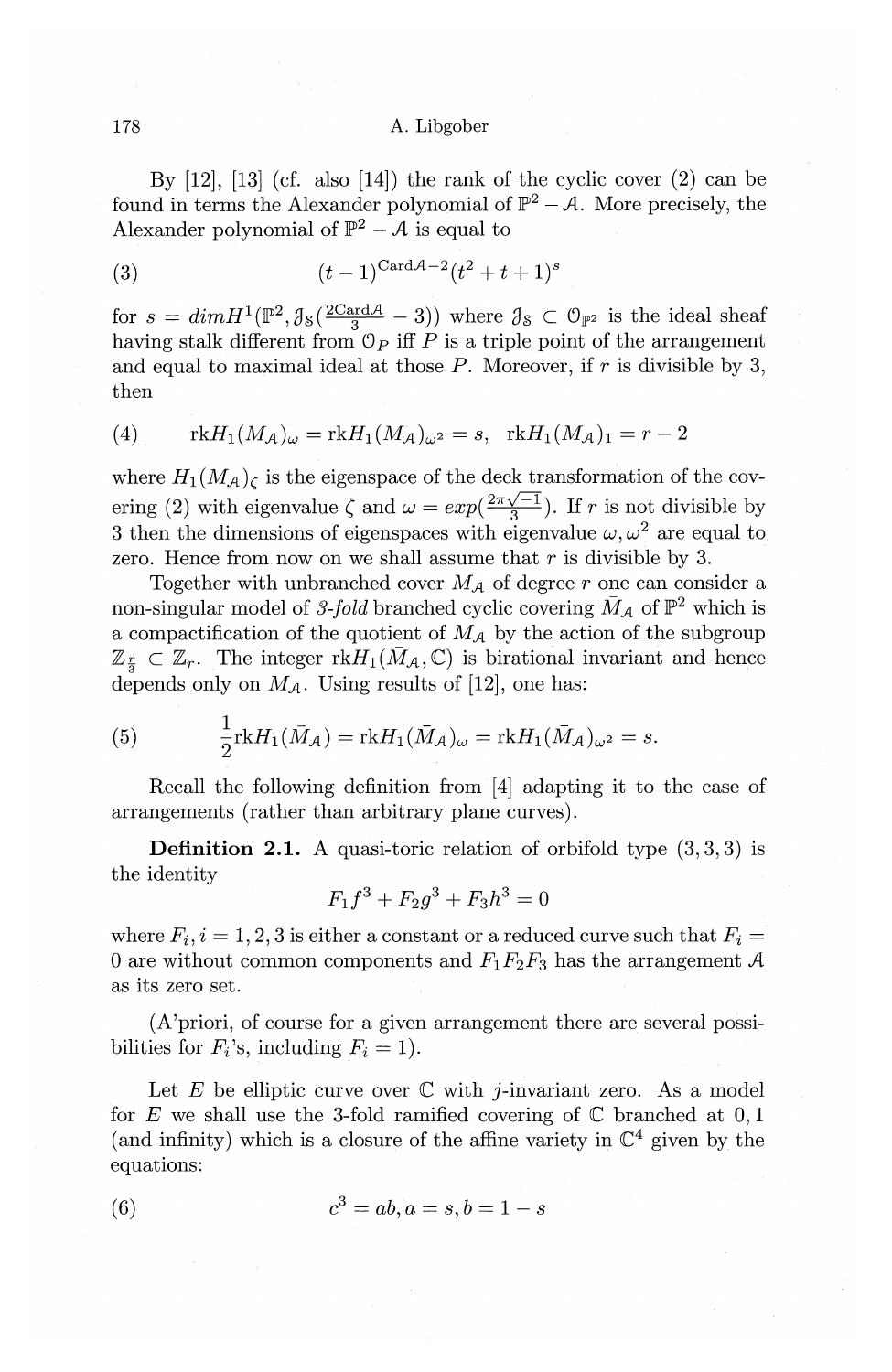By [12], [13] (cf. also [14]) the rank of the cyclic cover (2) can be found in terms the Alexander polynomial of $\mathbb{P}^2 - \mathcal{A}$. More precisely, the Alexander polynomial of $\mathbb{P}^2 - \mathcal{A}$ is equal to

$$(t-1)^{\text{Card}\mathcal{A}-2}(t^2+t+1)^s \tag{3}$$

for $s = dim H^1(\mathbb{P}^2, \mathfrak{J}_S(\frac{2\text{Card}\mathcal{A}}{3} - 3))$ where $\mathfrak{J}_S \subset \mathcal{O}_{\mathbb{P}^2}$ is the ideal sheaf having stalk different from $\mathcal{O}_P$ iff $P$ is a triple point of the arrangement and equal to maximal ideal at those $P$. Moreover, if $r$ is divisible by 3, then

$$\text{rk} H_1(M_{\mathcal{A}})_\omega = \text{rk} H_1(M_{\mathcal{A}})_{\omega^2} = s, \quad \text{rk} H_1(M_{\mathcal{A}})_1 = r - 2 \tag{4}$$

where $H_1(M_{\mathcal{A}})_\zeta$ is the eigenspace of the deck transformation of the covering (2) with eigenvalue $\zeta$ and $\omega = exp(\frac{2\pi\sqrt{-1}}{3})$. If $r$ is not divisible by 3 then the dimensions of eigenspaces with eigenvalue $\omega, \omega^2$ are equal to zero. Hence from now on we shall assume that $r$ is divisible by 3.

Together with unbranched cover $M_{\mathcal{A}}$ of degree $r$ one can consider a non-singular model of *3-fold* branched cyclic covering $\bar{M}_{\mathcal{A}}$ of $\mathbb{P}^2$ which is a compactification of the quotient of $M_{\mathcal{A}}$ by the action of the subgroup $\mathbb{Z}_{\frac{r}{3}} \subset \mathbb{Z}_r$. The integer $\text{rk} H_1(\bar{M}_{\mathcal{A}}, \mathbb{C})$ is birational invariant and hence depends only on $M_{\mathcal{A}}$. Using results of [12], one has:

$$\frac{1}{2}\text{rk} H_1(\bar{M}_{\mathcal{A}}) = \text{rk} H_1(\bar{M}_{\mathcal{A}})_\omega = \text{rk} H_1(\bar{M}_{\mathcal{A}})_{\omega^2} = s. \tag{5}$$

Recall the following definition from [4] adapting it to the case of arrangements (rather than arbitrary plane curves).

**Definition 2.1.** A quasi-toric relation of orbifold type $(3,3,3)$ is the identity

$$F_1 f^3 + F_2 g^3 + F_3 h^3 = 0$$

where $F_i, i = 1, 2, 3$ is either a constant or a reduced curve such that $F_i = 0$ are without common components and $F_1 F_2 F_3$ has the arrangement $\mathcal{A}$ as its zero set.

(A'priori, of course for a given arrangement there are several possibilities for $F_i$'s, including $F_i = 1$).

Let $E$ be elliptic curve over $\mathbb{C}$ with $j$-invariant zero. As a model for $E$ we shall use the 3-fold ramified covering of $\mathbb{C}$ branched at $0, 1$ (and infinity) which is a closure of the affine variety in $\mathbb{C}^4$ given by the equations:

$$c^3 = ab, a = s, b = 1 - s \tag{6}$$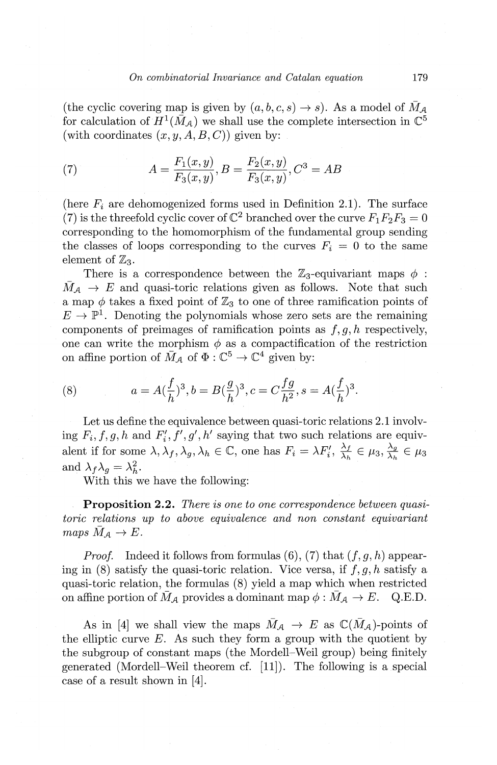(the cyclic covering map is given by $(a, b, c, s) \to s$). As a model of $\bar{M}_{\mathcal{A}}$ for calculation of $H^1(\bar{M}_{\mathcal{A}})$ we shall use the complete intersection in $\mathbb{C}^5$ (with coordinates $(x, y, A, B, C)$) given by:

$$A = \frac{F_1(x,y)}{F_3(x,y)}, B = \frac{F_2(x,y)}{F_3(x,y)}, C^3 = AB \tag{7}$$

(here $F_i$ are dehomogenized forms used in Definition 2.1). The surface (7) is the threefold cyclic cover of $\mathbb{C}^2$ branched over the curve $F_1F_2F_3 = 0$ corresponding to the homomorphism of the fundamental group sending the classes of loops corresponding to the curves $F_i = 0$ to the same element of $\mathbb{Z}_3$.

There is a correspondence between the $\mathbb{Z}_3$-equivariant maps $\phi : \bar{M}_{\mathcal{A}} \to E$ and quasi-toric relations given as follows. Note that such a map $\phi$ takes a fixed point of $\mathbb{Z}_3$ to one of three ramification points of $E \to \mathbb{P}^1$. Denoting the polynomials whose zero sets are the remaining components of preimages of ramification points as $f, g, h$ respectively, one can write the morphism $\phi$ as a compactification of the restriction on affine portion of $\bar{M}_{\mathcal{A}}$ of $\Phi : \mathbb{C}^5 \to \mathbb{C}^4$ given by:

$$a = A(\frac{f}{h})^3, b = B(\frac{g}{h})^3, c = C\frac{fg}{h^2}, s = A(\frac{f}{h})^3. \tag{8}$$

Let us define the equivalence between quasi-toric relations 2.1 involving $F_i, f, g, h$ and $F_i', f', g', h'$ saying that two such relations are equivalent if for some $\lambda, \lambda_f, \lambda_g, \lambda_h \in \mathbb{C}$, one has $F_i = \lambda F_i'$, $\frac{\lambda_f}{\lambda_h} \in \mu_3, \frac{\lambda_g}{\lambda_h} \in \mu_3$ and $\lambda_f \lambda_g = \lambda_h^2$.

With this we have the following:

**Proposition 2.2.** *There is one to one correspondence between quasi-toric relations up to above equivalence and non constant equivariant maps $\bar{M}_{\mathcal{A}} \to E$.*

*Proof.* Indeed it follows from formulas (6), (7) that $(f, g, h)$ appearing in (8) satisfy the quasi-toric relation. Vice versa, if $f, g, h$ satisfy a quasi-toric relation, the formulas (8) yield a map which when restricted on affine portion of $\bar{M}_{\mathcal{A}}$ provides a dominant map $\phi : \bar{M}_{\mathcal{A}} \to E$. Q.E.D.

As in [4] we shall view the maps $\bar{M}_{\mathcal{A}} \to E$ as $\mathbb{C}(\bar{M}_{\mathcal{A}})$-points of the elliptic curve $E$. As such they form a group with the quotient by the subgroup of constant maps (the Mordell–Weil group) being finitely generated (Mordell–Weil theorem cf. [11]). The following is a special case of a result shown in [4].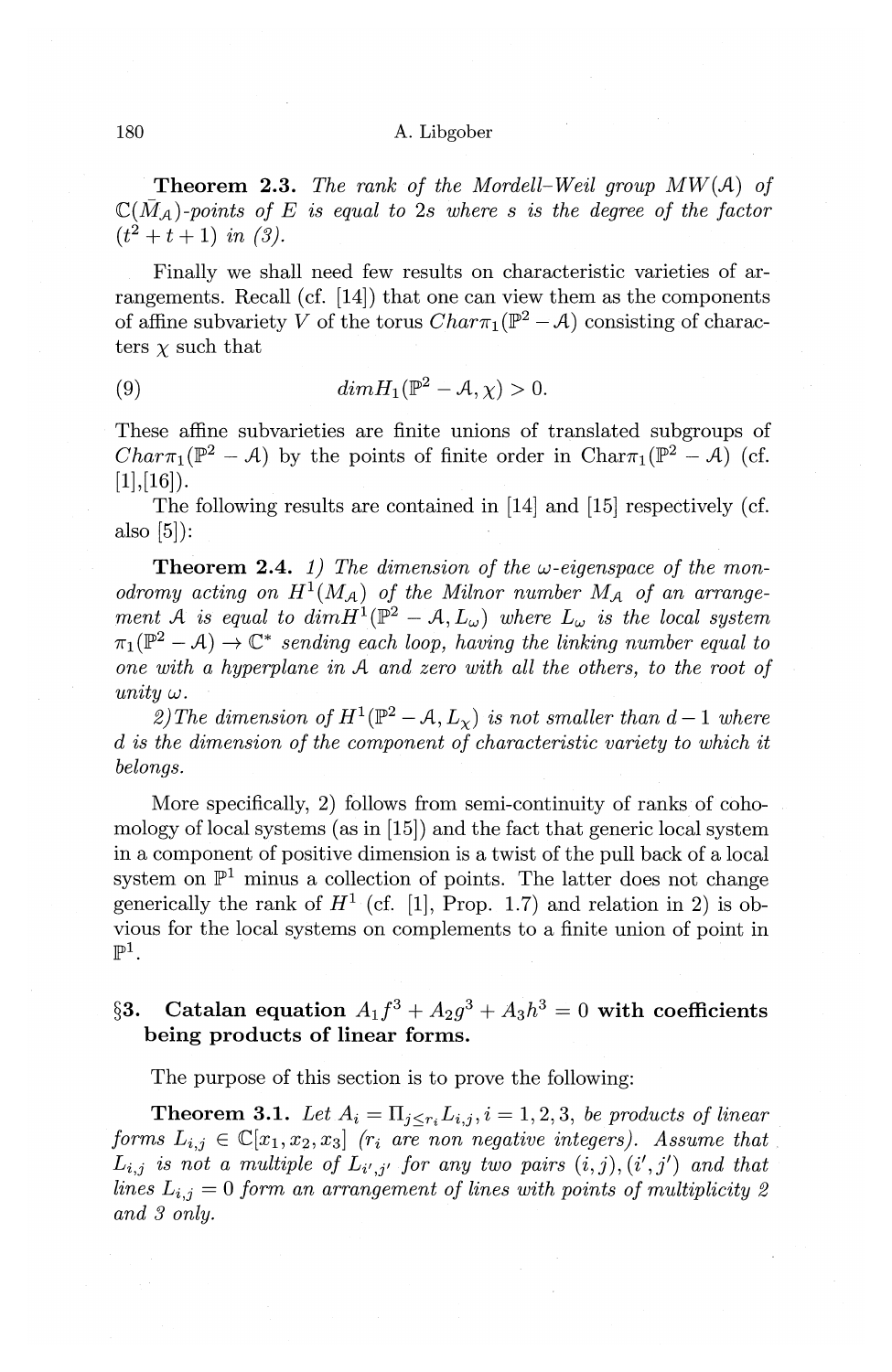**Theorem 2.3.** *The rank of the Mordell–Weil group $MW(\mathcal{A})$ of $\mathbb{C}(\bar{M}_{\mathcal{A}})$-points of $E$ is equal to $2s$ where $s$ is the degree of the factor $(t^2+t+1)$ in (3).*

Finally we shall need few results on characteristic varieties of arrangements. Recall (cf. [14]) that one can view them as the components of affine subvariety $V$ of the torus $Char\pi_1(\mathbb{P}^2 - \mathcal{A})$ consisting of characters $\chi$ such that

$$dim H_1(\mathbb{P}^2 - \mathcal{A}, \chi) > 0. \tag{9}$$

These affine subvarieties are finite unions of translated subgroups of $Char\pi_1(\mathbb{P}^2 - \mathcal{A})$ by the points of finite order in $\mathrm{Char}\pi_1(\mathbb{P}^2 - \mathcal{A})$ (cf. [1],[16]).

The following results are contained in [14] and [15] respectively (cf. also [5]):

**Theorem 2.4.** *1) The dimension of the $\omega$-eigenspace of the monodromy acting on $H^1(M_{\mathcal{A}})$ of the Milnor number $M_{\mathcal{A}}$ of an arrangement $\mathcal{A}$ is equal to $dim H^1(\mathbb{P}^2 - \mathcal{A}, L_\omega)$ where $L_\omega$ is the local system $\pi_1(\mathbb{P}^2 - \mathcal{A}) \to \mathbb{C}^*$ sending each loop, having the linking number equal to one with a hyperplane in $\mathcal{A}$ and zero with all the others, to the root of unity $\omega$.*

*2) The dimension of $H^1(\mathbb{P}^2 - \mathcal{A}, L_\chi)$ is not smaller than $d-1$ where $d$ is the dimension of the component of characteristic variety to which it belongs.*

More specifically, 2) follows from semi-continuity of ranks of cohomology of local systems (as in [15]) and the fact that generic local system in a component of positive dimension is a twist of the pull back of a local system on $\mathbb{P}^1$ minus a collection of points. The latter does not change generically the rank of $H^1$ (cf. [1], Prop. 1.7) and relation in 2) is obvious for the local systems on complements to a finite union of point in $\mathbb{P}^1$.

## §3. Catalan equation $A_1 f^3 + A_2 g^3 + A_3 h^3 = 0$ with coefficients being products of linear forms.

The purpose of this section is to prove the following:

**Theorem 3.1.** *Let $A_i = \Pi_{j \le r_i} L_{i,j}, i = 1, 2, 3,$ be products of linear forms $L_{i,j} \in \mathbb{C}[x_1, x_2, x_3]$ ($r_i$ are non negative integers). Assume that $L_{i,j}$ is not a multiple of $L_{i',j'}$ for any two pairs $(i,j), (i',j')$ and that lines $L_{i,j} = 0$ form an arrangement of lines with points of multiplicity 2 and 3 only.*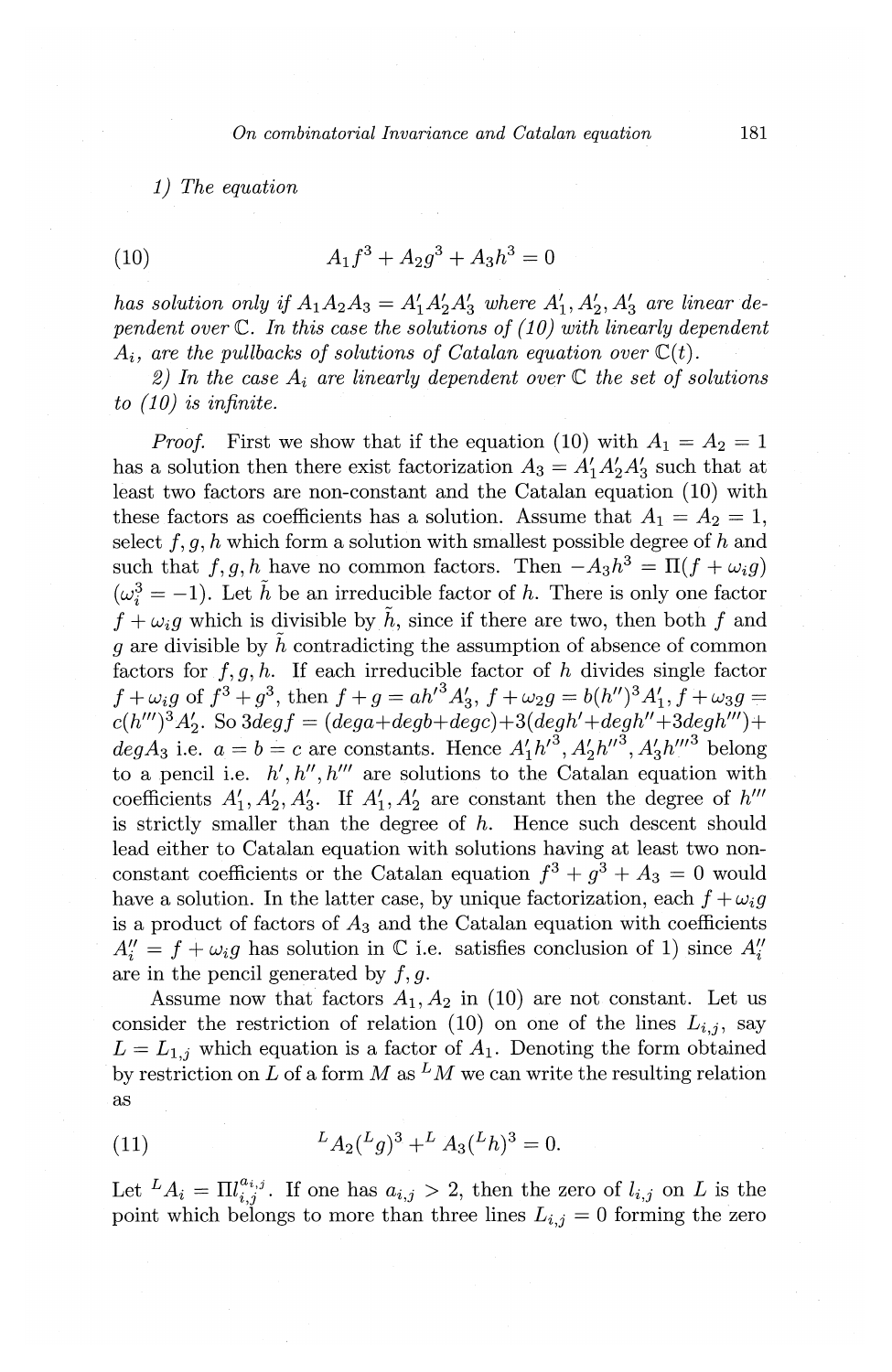*1) The equation*

$$A_1 f^3 + A_2 g^3 + A_3 h^3 = 0 \tag{10}$$

*has solution only if $A_1 A_2 A_3 = A_1' A_2' A_3'$ where $A_1', A_2', A_3'$ are linear dependent over $\mathbb{C}$. In this case the solutions of (10) with linearly dependent $A_i$, are the pullbacks of solutions of Catalan equation over $\mathbb{C}(t)$.*

*2) In the case $A_i$ are linearly dependent over $\mathbb{C}$ the set of solutions to (10) is infinite.*

*Proof.* First we show that if the equation (10) with $A_1 = A_2 = 1$ has a solution then there exist factorization $A_3 = A_1' A_2' A_3'$ such that at least two factors are non-constant and the Catalan equation (10) with these factors as coefficients has a solution. Assume that $A_1 = A_2 = 1$, select $f, g, h$ which form a solution with smallest possible degree of $h$ and such that $f, g, h$ have no common factors. Then $-A_3 h^3 = \Pi(f + \omega_i g)$ ($\omega_i^3 = -1$). Let $\tilde{h}$ be an irreducible factor of $h$. There is only one factor $f + \omega_i g$ which is divisible by $\tilde{h}$, since if there are two, then both $f$ and $g$ are divisible by $\tilde{h}$ contradicting the assumption of absence of common factors for $f, g, h$. If each irreducible factor of $h$ divides single factor $f + \omega_i g$ of $f^3 + g^3$, then $f + g = a{h'}^3 A_3'$, $f + \omega_2 g = b(h'')^3 A_1'$, $f + \omega_3 g = c(h''')^3 A_2'$. So $3 deg f = (deg a + deg b + deg c) + 3(deg h' + deg h'' + 3 deg h''') + deg A_3$ i.e. $a = b = c$ are constants. Hence $A_1' {h'}^3, A_2' {h''}^3, A_3' {h'''}^3$ belong to a pencil i.e. $h', h'', h'''$ are solutions to the Catalan equation with coefficients $A_1', A_2', A_3'$. If $A_1', A_2'$ are constant then the degree of $h'''$ is strictly smaller than the degree of $h$. Hence such descent should lead either to Catalan equation with solutions having at least two non-constant coefficients or the Catalan equation $f^3 + g^3 + A_3 = 0$ would have a solution. In the latter case, by unique factorization, each $f + \omega_i g$ is a product of factors of $A_3$ and the Catalan equation with coefficients $A_i'' = f + \omega_i g$ has solution in $\mathbb{C}$ i.e. satisfies conclusion of 1) since $A_i''$ are in the pencil generated by $f, g$.

Assume now that factors $A_1, A_2$ in (10) are not constant. Let us consider the restriction of relation (10) on one of the lines $L_{i,j}$, say $L = L_{1,j}$ which equation is a factor of $A_1$. Denoting the form obtained by restriction on $L$ of a form $M$ as ${}^L M$ we can write the resulting relation as

$${}^L A_2 ({}^L g)^3 + {}^L A_3 ({}^L h)^3 = 0. \tag{11}$$

Let ${}^L A_i = \Pi l_{i,j}^{a_{i,j}}$. If one has $a_{i,j} > 2$, then the zero of $l_{i,j}$ on $L$ is the point which belongs to more than three lines $L_{i,j} = 0$ forming the zero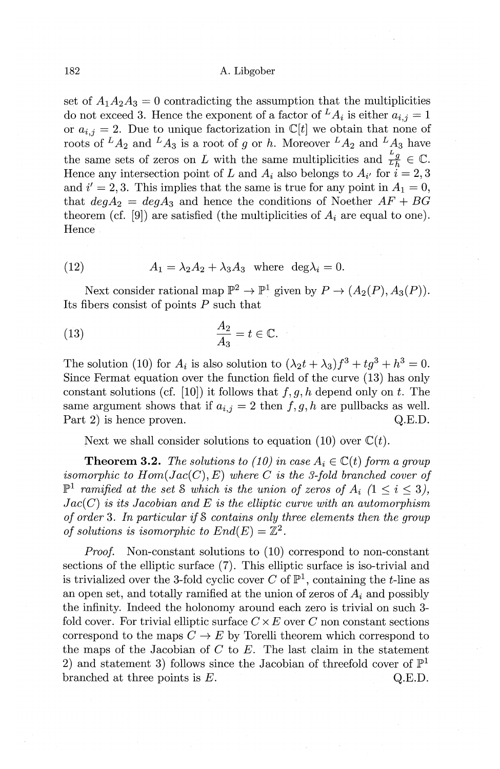set of $A_1A_2A_3 = 0$ contradicting the assumption that the multiplicities do not exceed 3. Hence the exponent of a factor of ${}^LA_i$ is either $a_{i,j} = 1$ or $a_{i,j} = 2$. Due to unique factorization in $\mathbb{C}[t]$ we obtain that none of roots of ${}^LA_2$ and ${}^LA_3$ is a root of $g$ or $h$. Moreover ${}^LA_2$ and ${}^LA_3$ have the same sets of zeros on $L$ with the same multiplicities and $\frac{{}^Lg}{{}^Lh} \in \mathbb{C}$. Hence any intersection point of $L$ and $A_i$ also belongs to $A_{i'}$ for $i = 2, 3$ and $i' = 2, 3$. This implies that the same is true for any point in $A_1 = 0$, that $degA_2 = degA_3$ and hence the conditions of Noether $AF + BG$ theorem (cf. [9]) are satisfied (the multiplicities of $A_i$ are equal to one). Hence

$$A_1 = \lambda_2 A_2 + \lambda_3 A_3 \quad \text{where} \quad \deg\lambda_i = 0. \tag{12}$$

Next consider rational map $\mathbb{P}^2 \to \mathbb{P}^1$ given by $P \to (A_2(P), A_3(P))$. Its fibers consist of points $P$ such that

$$\frac{A_2}{A_3} = t \in \mathbb{C}. \tag{13}$$

The solution (10) for $A_i$ is also solution to $(\lambda_2 t + \lambda_3)f^3 + tg^3 + h^3 = 0$. Since Fermat equation over the function field of the curve (13) has only constant solutions (cf. [10]) it follows that $f, g, h$ depend only on $t$. The same argument shows that if $a_{i,j} = 2$ then $f, g, h$ are pullbacks as well. Part 2) is hence proven. Q.E.D.

Next we shall consider solutions to equation (10) over $\mathbb{C}(t)$.

**Theorem 3.2.** *The solutions to (10) in case $A_i \in \mathbb{C}(t)$ form a group isomorphic to $Hom(Jac(C), E)$ where $C$ is the 3-fold branched cover of $\mathbb{P}^1$ ramified at the set $\mathcal{S}$ which is the union of zeros of $A_i$ ($1 \le i \le 3$), $Jac(C)$ is its Jacobian and $E$ is the elliptic curve with an automorphism of order 3. In particular if $\mathcal{S}$ contains only three elements then the group of solutions is isomorphic to $End(E) = \mathbb{Z}^2$.*

*Proof.* Non-constant solutions to (10) correspond to non-constant sections of the elliptic surface (7). This elliptic surface is iso-trivial and is trivialized over the 3-fold cyclic cover $C$ of $\mathbb{P}^1$, containing the $t$-line as an open set, and totally ramified at the union of zeros of $A_i$ and possibly the infinity. Indeed the holonomy around each zero is trivial on such 3-fold cover. For trivial elliptic surface $C \times E$ over $C$ non constant sections correspond to the maps $C \to E$ by Torelli theorem which correspond to the maps of the Jacobian of $C$ to $E$. The last claim in the statement 2) and statement 3) follows since the Jacobian of threefold cover of $\mathbb{P}^1$ branched at three points is $E$. Q.E.D.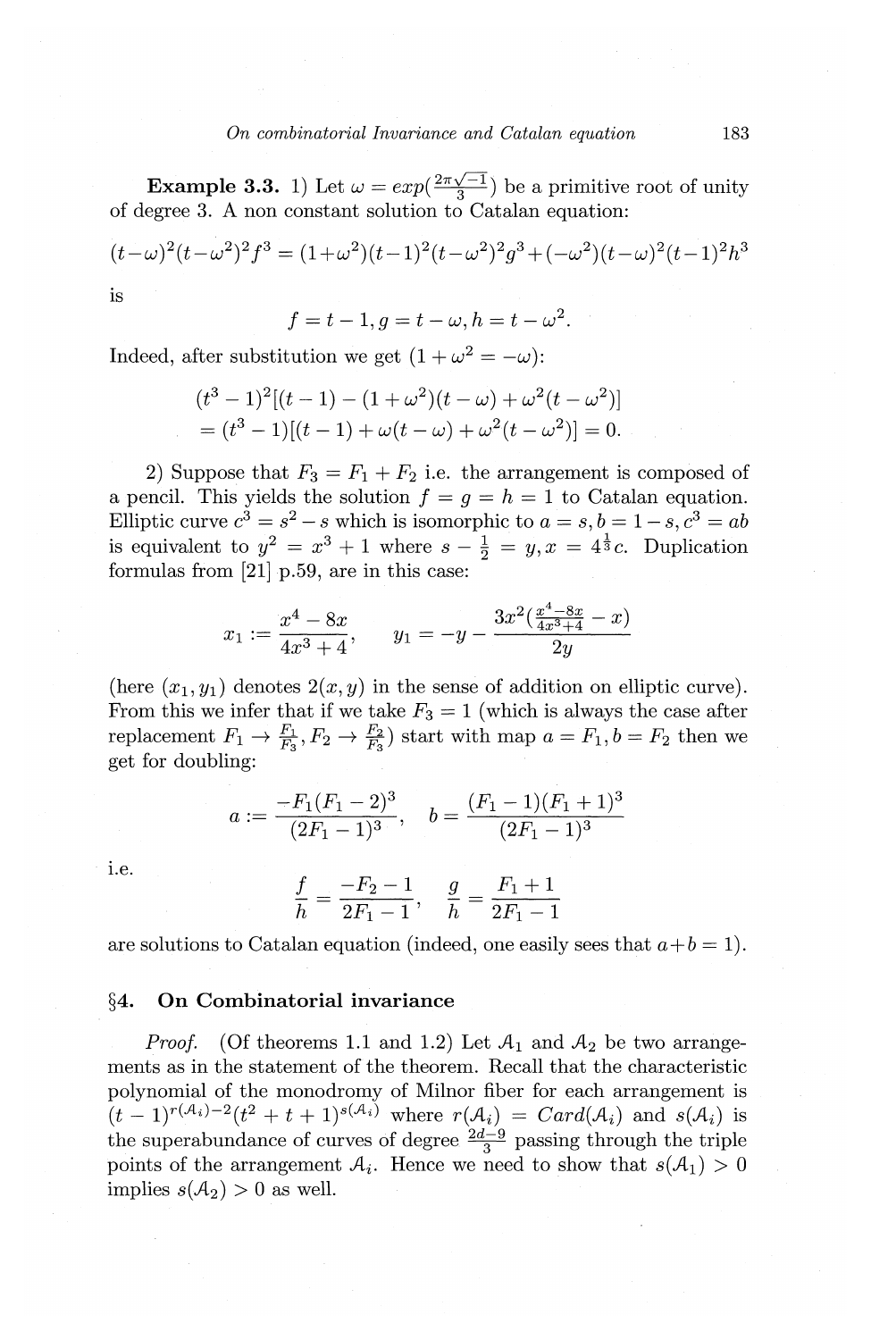**Example 3.3.** 1) Let $\omega = exp(\frac{2\pi\sqrt{-1}}{3})$ be a primitive root of unity of degree 3. A non constant solution to Catalan equation:

$$(t-\omega)^2(t-\omega^2)^2 f^3 = (1+\omega^2)(t-1)^2(t-\omega^2)^2 g^3 + (-\omega^2)(t-\omega)^2(t-1)^2 h^3$$

is

$$f = t-1, g = t-\omega, h = t-\omega^2.$$

Indeed, after substitution we get $(1+\omega^2 = -\omega)$:

$$(t^3-1)^2[(t-1)-(1+\omega^2)(t-\omega)+\omega^2(t-\omega^2)]$$
$$= (t^3-1)[(t-1)+\omega(t-\omega)+\omega^2(t-\omega^2)] = 0.$$

2) Suppose that $F_3 = F_1 + F_2$ i.e. the arrangement is composed of a pencil. This yields the solution $f = g = h = 1$ to Catalan equation. Elliptic curve $c^3 = s^2 - s$ which is isomorphic to $a = s, b = 1-s, c^3 = ab$ is equivalent to $y^2 = x^3 + 1$ where $s - \frac{1}{2} = y, x = 4^{\frac{1}{3}}c$. Duplication formulas from [21] p.59, are in this case:

$$x_1 := \frac{x^4 - 8x}{4x^3 + 4}, \qquad y_1 = -y - \frac{3x^2(\frac{x^4-8x}{4x^3+4} - x)}{2y}$$

(here $(x_1, y_1)$ denotes $2(x,y)$ in the sense of addition on elliptic curve). From this we infer that if we take $F_3 = 1$ (which is always the case after replacement $F_1 \to \frac{F_1}{F_3}, F_2 \to \frac{F_2}{F_3}$) start with map $a = F_1, b = F_2$ then we get for doubling:

$$a := \frac{-F_1(F_1-2)^3}{(2F_1-1)^3}, \quad b = \frac{(F_1-1)(F_1+1)^3}{(2F_1-1)^3}$$

i.e.

$$\frac{f}{h} = \frac{-F_2-1}{2F_1-1}, \quad \frac{g}{h} = \frac{F_1+1}{2F_1-1}$$

are solutions to Catalan equation (indeed, one easily sees that $a+b=1$).

## §4. On Combinatorial invariance

*Proof.* (Of theorems 1.1 and 1.2) Let $\mathcal{A}_1$ and $\mathcal{A}_2$ be two arrangements as in the statement of the theorem. Recall that the characteristic polynomial of the monodromy of Milnor fiber for each arrangement is $(t-1)^{r(\mathcal{A}_i)-2}(t^2+t+1)^{s(\mathcal{A}_i)}$ where $r(\mathcal{A}_i) = Card(\mathcal{A}_i)$ and $s(\mathcal{A}_i)$ is the superabundance of curves of degree $\frac{2d-9}{3}$ passing through the triple points of the arrangement $\mathcal{A}_i$. Hence we need to show that $s(\mathcal{A}_1) > 0$ implies $s(\mathcal{A}_2) > 0$ as well.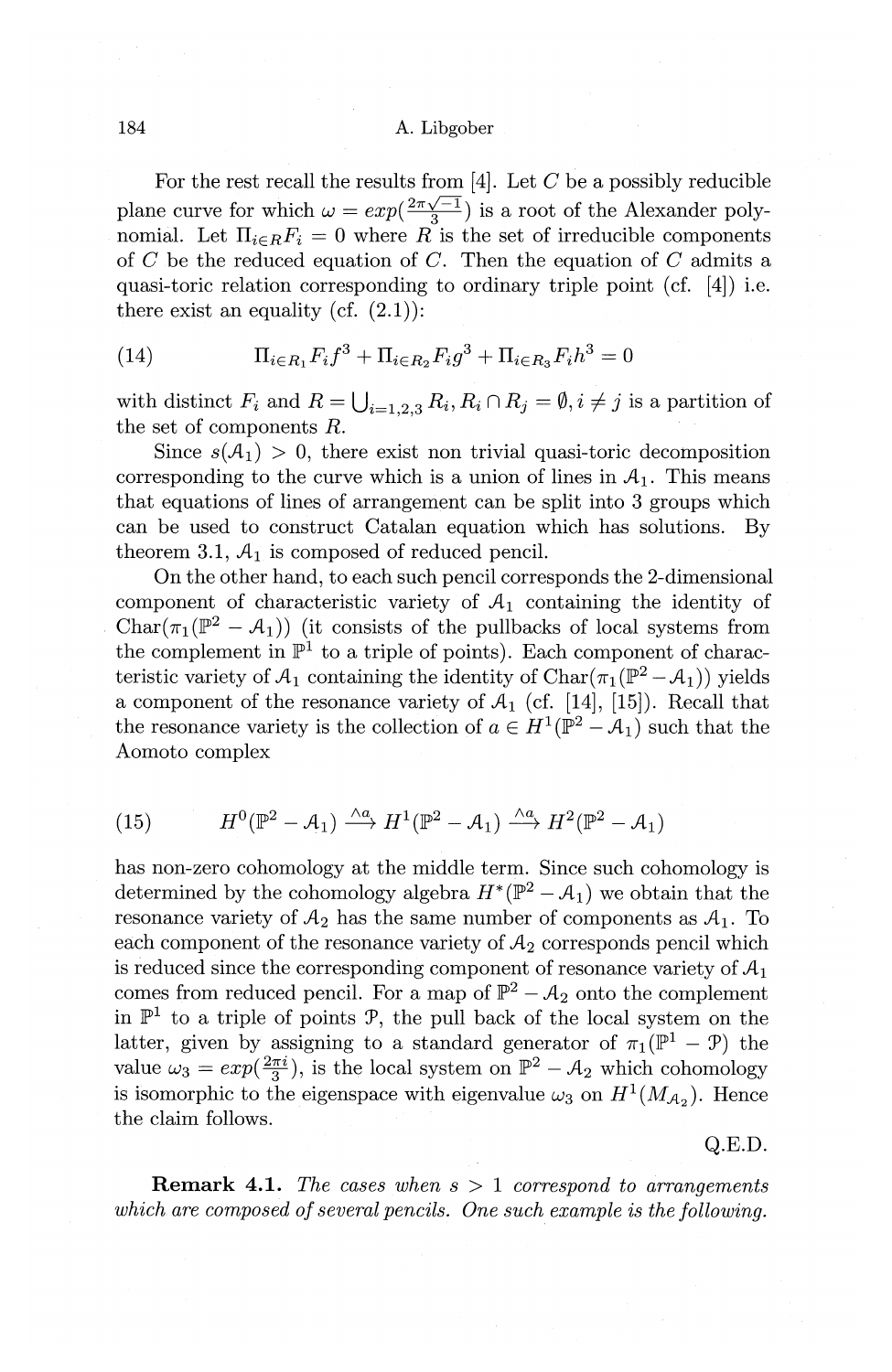For the rest recall the results from [4]. Let $C$ be a possibly reducible plane curve for which $\omega = exp(\frac{2\pi\sqrt{-1}}{3})$ is a root of the Alexander polynomial. Let $\Pi_{i \in R} F_i = 0$ where $R$ is the set of irreducible components of $C$ be the reduced equation of $C$. Then the equation of $C$ admits a quasi-toric relation corresponding to ordinary triple point (cf. [4]) i.e. there exist an equality (cf. (2.1)):

$$\Pi_{i \in R_1} F_i f^3 + \Pi_{i \in R_2} F_i g^3 + \Pi_{i \in R_3} F_i h^3 = 0 \tag{14}$$

with distinct $F_i$ and $R = \bigcup_{i=1,2,3} R_i, R_i \cap R_j = \emptyset, i \neq j$ is a partition of the set of components $R$.

Since $s(\mathcal{A}_1) > 0$, there exist non trivial quasi-toric decomposition corresponding to the curve which is a union of lines in $\mathcal{A}_1$. This means that equations of lines of arrangement can be split into 3 groups which can be used to construct Catalan equation which has solutions. By theorem 3.1, $\mathcal{A}_1$ is composed of reduced pencil.

On the other hand, to each such pencil corresponds the 2-dimensional component of characteristic variety of $\mathcal{A}_1$ containing the identity of $\mathrm{Char}(\pi_1(\mathbb{P}^2 - \mathcal{A}_1))$ (it consists of the pullbacks of local systems from the complement in $\mathbb{P}^1$ to a triple of points). Each component of characteristic variety of $\mathcal{A}_1$ containing the identity of $\mathrm{Char}(\pi_1(\mathbb{P}^2 - \mathcal{A}_1))$ yields a component of the resonance variety of $\mathcal{A}_1$ (cf. [14], [15]). Recall that the resonance variety is the collection of $a \in H^1(\mathbb{P}^2 - \mathcal{A}_1)$ such that the Aomoto complex

$$H^0(\mathbb{P}^2 - \mathcal{A}_1) \xrightarrow{\wedge a} H^1(\mathbb{P}^2 - \mathcal{A}_1) \xrightarrow{\wedge a} H^2(\mathbb{P}^2 - \mathcal{A}_1) \tag{15}$$

has non-zero cohomology at the middle term. Since such cohomology is determined by the cohomology algebra $H^*(\mathbb{P}^2 - \mathcal{A}_1)$ we obtain that the resonance variety of $\mathcal{A}_2$ has the same number of components as $\mathcal{A}_1$. To each component of the resonance variety of $\mathcal{A}_2$ corresponds pencil which is reduced since the corresponding component of resonance variety of $\mathcal{A}_1$ comes from reduced pencil. For a map of $\mathbb{P}^2 - \mathcal{A}_2$ onto the complement in $\mathbb{P}^1$ to a triple of points $\mathcal{P}$, the pull back of the local system on the latter, given by assigning to a standard generator of $\pi_1(\mathbb{P}^1 - \mathcal{P})$ the value $\omega_3 = exp(\frac{2\pi i}{3})$, is the local system on $\mathbb{P}^2 - \mathcal{A}_2$ which cohomology is isomorphic to the eigenspace with eigenvalue $\omega_3$ on $H^1(M_{\mathcal{A}_2})$. Hence the claim follows.

Q.E.D.

**Remark 4.1.** *The cases when $s > 1$ correspond to arrangements which are composed of several pencils. One such example is the following.*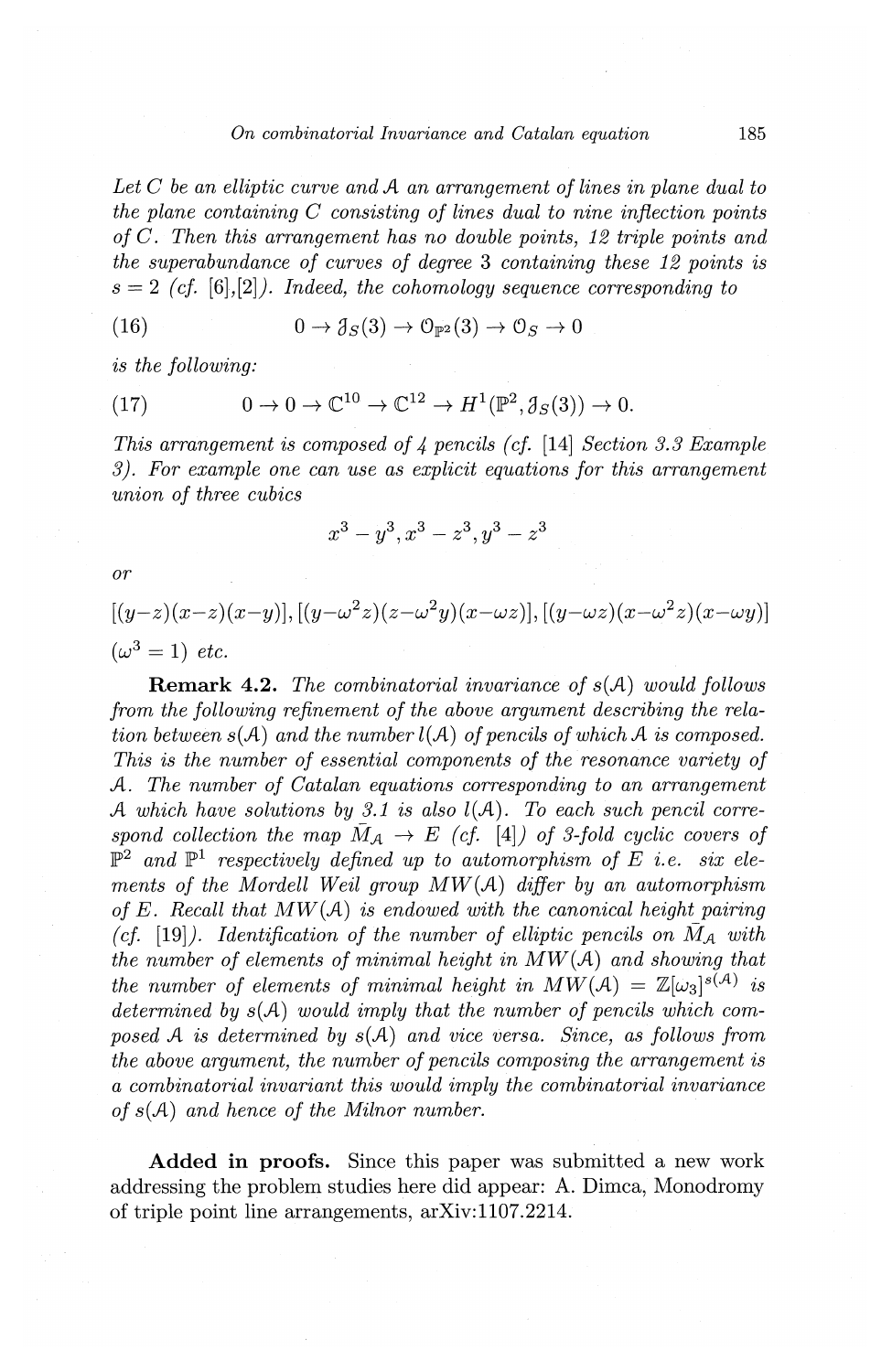*Let $C$ be an elliptic curve and $\mathcal{A}$ an arrangement of lines in plane dual to the plane containing $C$ consisting of lines dual to nine inflection points of $C$. Then this arrangement has no double points, 12 triple points and the superabundance of curves of degree 3 containing these 12 points is $s = 2$ (cf. [6],[2]). Indeed, the cohomology sequence corresponding to*

$$0 \to \mathcal{J}_S(3) \to \mathcal{O}_{\mathbb{P}^2}(3) \to \mathcal{O}_S \to 0 \tag{16}$$

*is the following:*

$$0 \to 0 \to \mathbb{C}^{10} \to \mathbb{C}^{12} \to H^1(\mathbb{P}^2, \mathcal{J}_S(3)) \to 0. \tag{17}$$

*This arrangement is composed of 4 pencils (cf. [14] Section 3.3 Example 3). For example one can use as explicit equations for this arrangement union of three cubics*

$$x^3 - y^3, x^3 - z^3, y^3 - z^3$$

*or*

$$[(y-z)(x-z)(x-y)], [(y-\omega^2 z)(z-\omega^2 y)(x-\omega z)], [(y-\omega z)(x-\omega^2 z)(x-\omega y)]$$

*($\omega^3 = 1$) etc.*

**Remark 4.2.** *The combinatorial invariance of $s(\mathcal{A})$ would follows from the following refinement of the above argument describing the relation between $s(\mathcal{A})$ and the number $l(\mathcal{A})$ of pencils of which $\mathcal{A}$ is composed. This is the number of essential components of the resonance variety of $\mathcal{A}$. The number of Catalan equations corresponding to an arrangement $\mathcal{A}$ which have solutions by 3.1 is also $l(\mathcal{A})$. To each such pencil correspond collection the map $\bar{M}_{\mathcal{A}} \to E$ (cf. [4]) of 3-fold cyclic covers of $\mathbb{P}^2$ and $\mathbb{P}^1$ respectively defined up to automorphism of $E$ i.e. six elements of the Mordell Weil group $MW(\mathcal{A})$ differ by an automorphism of $E$. Recall that $MW(\mathcal{A})$ is endowed with the canonical height pairing (cf. [19]). Identification of the number of elliptic pencils on $\bar{M}_{\mathcal{A}}$ with the number of elements of minimal height in $MW(\mathcal{A})$ and showing that the number of elements of minimal height in $MW(\mathcal{A}) = \mathbb{Z}[\omega_3]^{s(\mathcal{A})}$ is determined by $s(\mathcal{A})$ would imply that the number of pencils which composed $\mathcal{A}$ is determined by $s(\mathcal{A})$ and vice versa. Since, as follows from the above argument, the number of pencils composing the arrangement is a combinatorial invariant this would imply the combinatorial invariance of $s(\mathcal{A})$ and hence of the Milnor number.*

**Added in proofs.** Since this paper was submitted a new work addressing the problem studies here did appear: A. Dimca, Monodromy of triple point line arrangements, arXiv:1107.2214.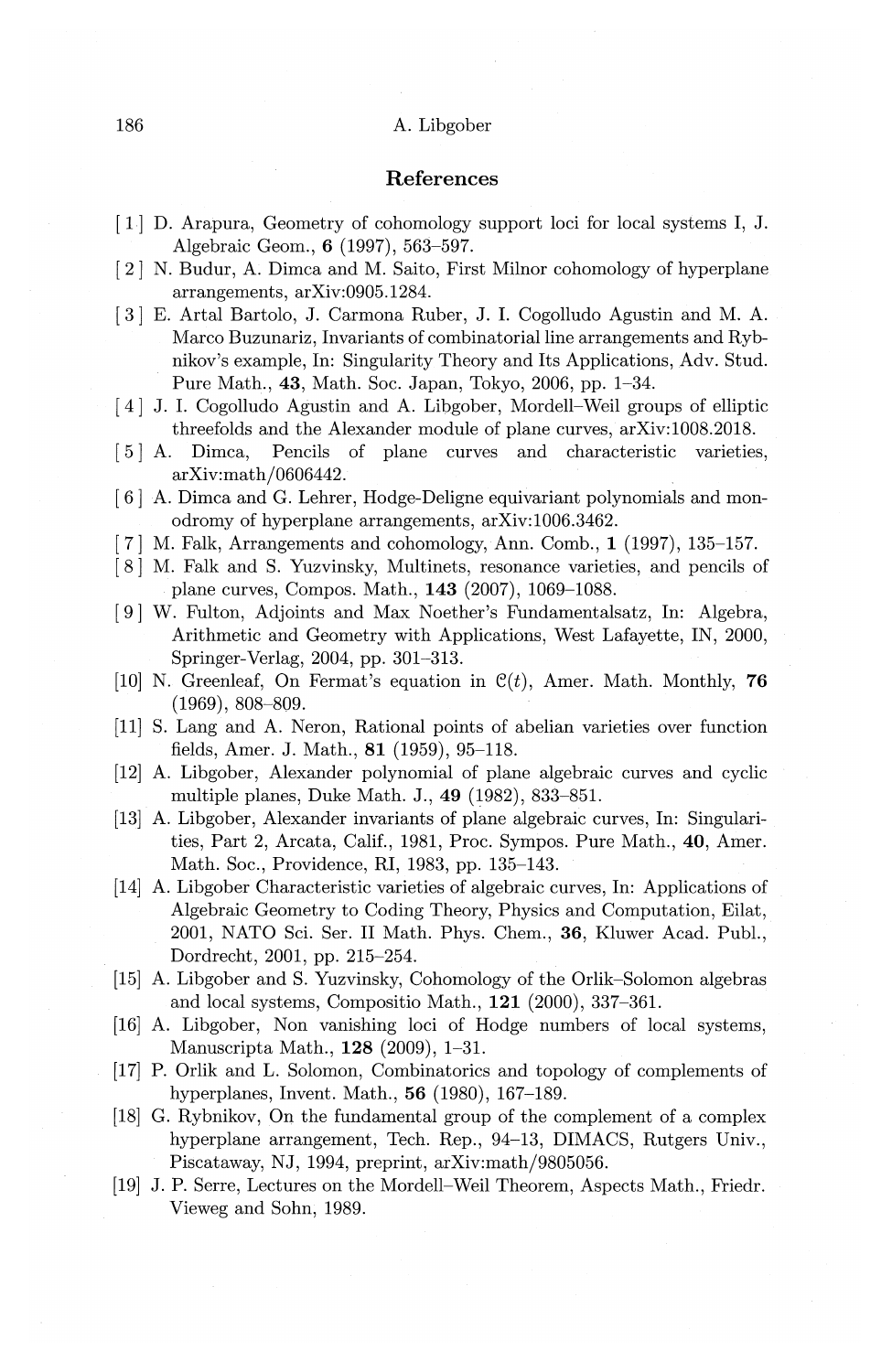## References

[1] D. Arapura, Geometry of cohomology support loci for local systems I, J. Algebraic Geom., **6** (1997), 563–597.

[2] N. Budur, A. Dimca and M. Saito, First Milnor cohomology of hyperplane arrangements, arXiv:0905.1284.

[3] E. Artal Bartolo, J. Carmona Ruber, J. I. Cogolludo Agustin and M. A. Marco Buzunariz, Invariants of combinatorial line arrangements and Rybnikov's example, In: Singularity Theory and Its Applications, Adv. Stud. Pure Math., **43**, Math. Soc. Japan, Tokyo, 2006, pp. 1–34.

[4] J. I. Cogolludo Agustin and A. Libgober, Mordell–Weil groups of elliptic threefolds and the Alexander module of plane curves, arXiv:1008.2018.

[5] A. Dimca, Pencils of plane curves and characteristic varieties, arXiv:math/0606442.

[6] A. Dimca and G. Lehrer, Hodge-Deligne equivariant polynomials and monodromy of hyperplane arrangements, arXiv:1006.3462.

[7] M. Falk, Arrangements and cohomology, Ann. Comb., **1** (1997), 135–157.

[8] M. Falk and S. Yuzvinsky, Multinets, resonance varieties, and pencils of plane curves, Compos. Math., **143** (2007), 1069–1088.

[9] W. Fulton, Adjoints and Max Noether's Fundamentalsatz, In: Algebra, Arithmetic and Geometry with Applications, West Lafayette, IN, 2000, Springer-Verlag, 2004, pp. 301–313.

[10] N. Greenleaf, On Fermat's equation in $\mathcal{C}(t)$, Amer. Math. Monthly, **76** (1969), 808–809.

[11] S. Lang and A. Neron, Rational points of abelian varieties over function fields, Amer. J. Math., **81** (1959), 95–118.

[12] A. Libgober, Alexander polynomial of plane algebraic curves and cyclic multiple planes, Duke Math. J., **49** (1982), 833–851.

[13] A. Libgober, Alexander invariants of plane algebraic curves, In: Singularities, Part 2, Arcata, Calif., 1981, Proc. Sympos. Pure Math., **40**, Amer. Math. Soc., Providence, RI, 1983, pp. 135–143.

[14] A. Libgober Characteristic varieties of algebraic curves, In: Applications of Algebraic Geometry to Coding Theory, Physics and Computation, Eilat, 2001, NATO Sci. Ser. II Math. Phys. Chem., **36**, Kluwer Acad. Publ., Dordrecht, 2001, pp. 215–254.

[15] A. Libgober and S. Yuzvinsky, Cohomology of the Orlik–Solomon algebras and local systems, Compositio Math., **121** (2000), 337–361.

[16] A. Libgober, Non vanishing loci of Hodge numbers of local systems, Manuscripta Math., **128** (2009), 1–31.

[17] P. Orlik and L. Solomon, Combinatorics and topology of complements of hyperplanes, Invent. Math., **56** (1980), 167–189.

[18] G. Rybnikov, On the fundamental group of the complement of a complex hyperplane arrangement, Tech. Rep., 94–13, DIMACS, Rutgers Univ., Piscataway, NJ, 1994, preprint, arXiv:math/9805056.

[19] J. P. Serre, Lectures on the Mordell–Weil Theorem, Aspects Math., Friedr. Vieweg and Sohn, 1989.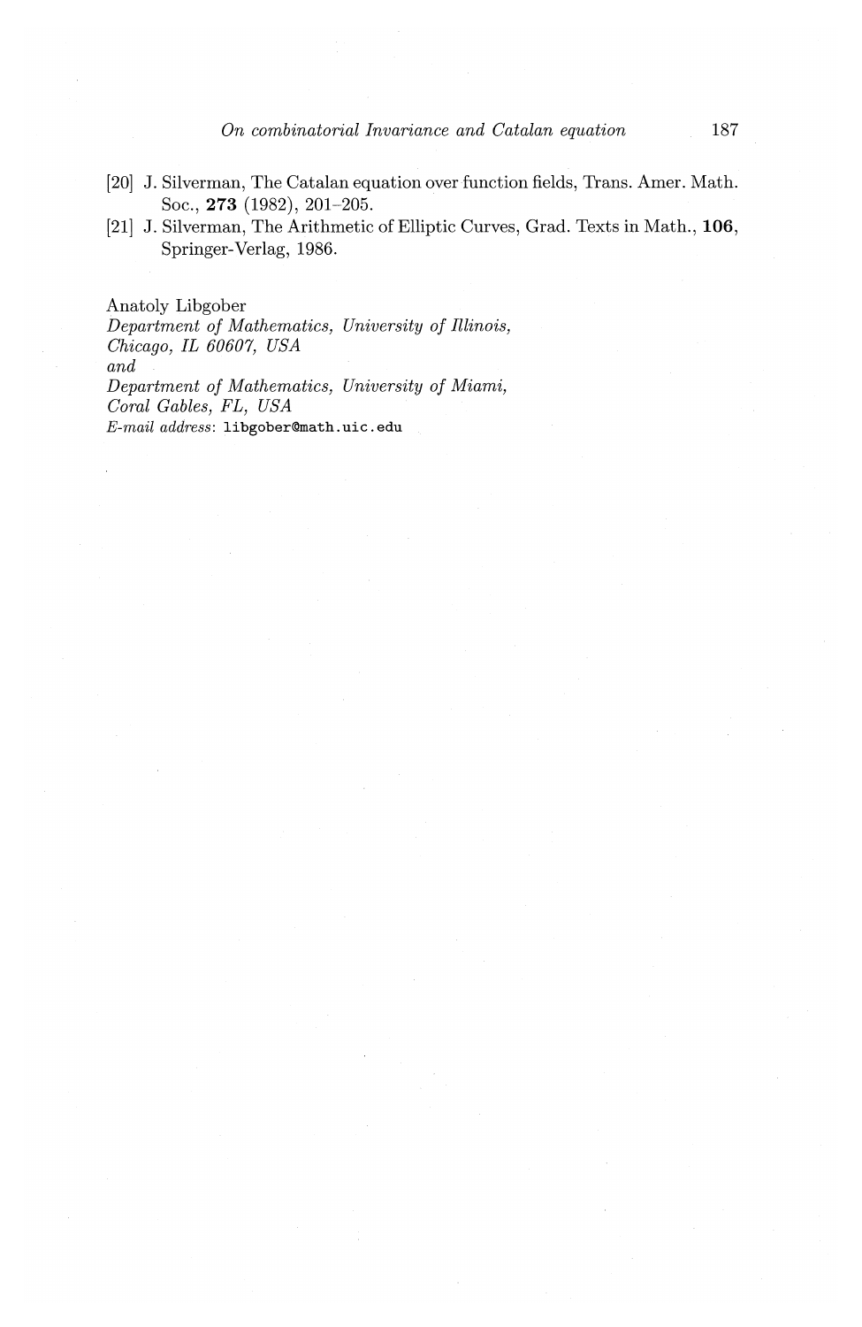[20] J. Silverman, The Catalan equation over function fields, Trans. Amer. Math. Soc., **273** (1982), 201–205.

[21] J. Silverman, The Arithmetic of Elliptic Curves, Grad. Texts in Math., **106**, Springer-Verlag, 1986.

Anatoly Libgober
*Department of Mathematics, University of Illinois,*
*Chicago, IL 60607, USA*
*and*
*Department of Mathematics, University of Miami,*
*Coral Gables, FL, USA*
*E-mail address*: libgober@math.uic.edu